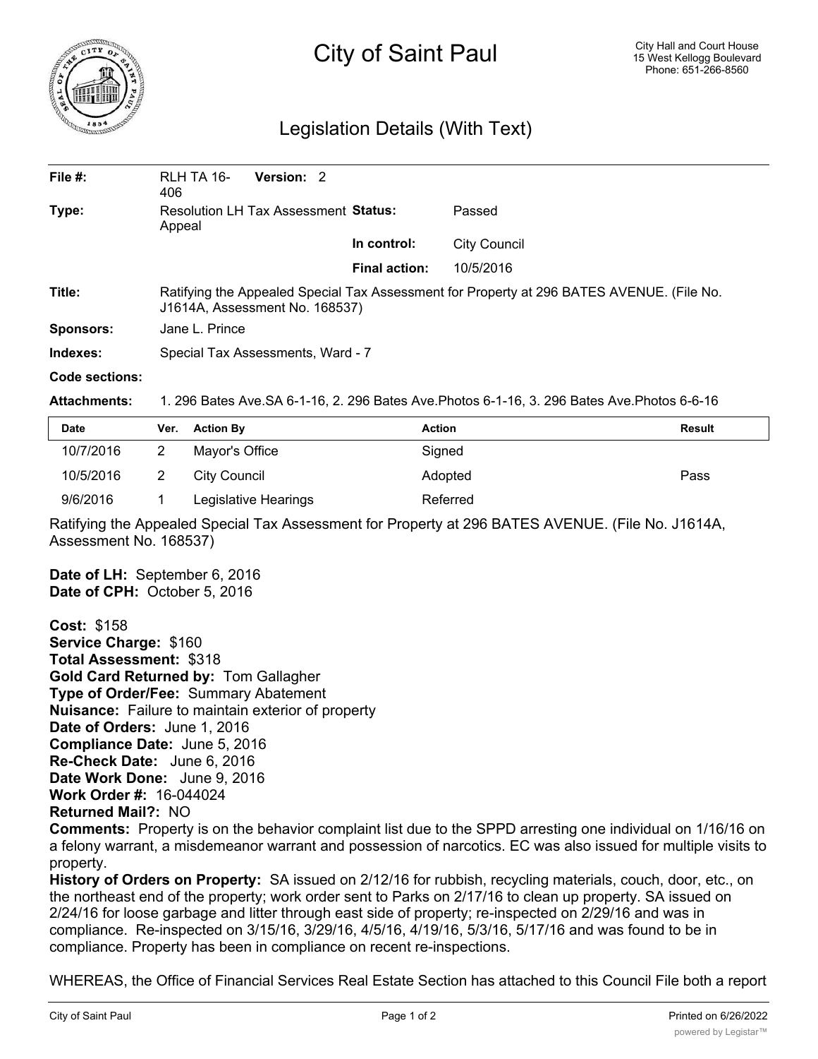# City of Saint Paul

City Hall and Court House
15 West Kellogg Boulevard
Phone: 651-266-8560

## Legislation Details (With Text)

| | | | |
|---|---|---|---|
| **File #:** | RLH TA 16-406 **Version:** 2 | | |
| **Type:** | Resolution LH Tax Assessment Appeal | **Status:** | Passed |
| | | **In control:** | City Council |
| | | **Final action:** | 10/5/2016 |
| **Title:** | Ratifying the Appealed Special Tax Assessment for Property at 296 BATES AVENUE. (File No. J1614A, Assessment No. 168537) | | |
| **Sponsors:** | Jane L. Prince | | |
| **Indexes:** | Special Tax Assessments, Ward - 7 | | |
| **Code sections:** | | | |
| **Attachments:** | 1. 296 Bates Ave.SA 6-1-16, 2. 296 Bates Ave.Photos 6-1-16, 3. 296 Bates Ave.Photos 6-6-16 | | |

| Date | Ver. | Action By | Action | Result |
|---|---|---|---|---|
| 10/7/2016 | 2 | Mayor's Office | Signed | |
| 10/5/2016 | 2 | City Council | Adopted | Pass |
| 9/6/2016 | 1 | Legislative Hearings | Referred | |

Ratifying the Appealed Special Tax Assessment for Property at 296 BATES AVENUE. (File No. J1614A, Assessment No. 168537)

**Date of LH:** September 6, 2016
**Date of CPH:** October 5, 2016

**Cost:** $158
**Service Charge:** $160
**Total Assessment:** $318
**Gold Card Returned by:** Tom Gallagher
**Type of Order/Fee:** Summary Abatement
**Nuisance:** Failure to maintain exterior of property
**Date of Orders:** June 1, 2016
**Compliance Date:** June 5, 2016
**Re-Check Date:** June 6, 2016
**Date Work Done:** June 9, 2016
**Work Order #:** 16-044024
**Returned Mail?:** NO
**Comments:** Property is on the behavior complaint list due to the SPPD arresting one individual on 1/16/16 on a felony warrant, a misdemeanor warrant and possession of narcotics. EC was also issued for multiple visits to property.
**History of Orders on Property:** SA issued on 2/12/16 for rubbish, recycling materials, couch, door, etc., on the northeast end of the property; work order sent to Parks on 2/17/16 to clean up property. SA issued on 2/24/16 for loose garbage and litter through east side of property; re-inspected on 2/29/16 and was in compliance. Re-inspected on 3/15/16, 3/29/16, 4/5/16, 4/19/16, 5/3/16, 5/17/16 and was found to be in compliance. Property has been in compliance on recent re-inspections.

WHEREAS, the Office of Financial Services Real Estate Section has attached to this Council File both a report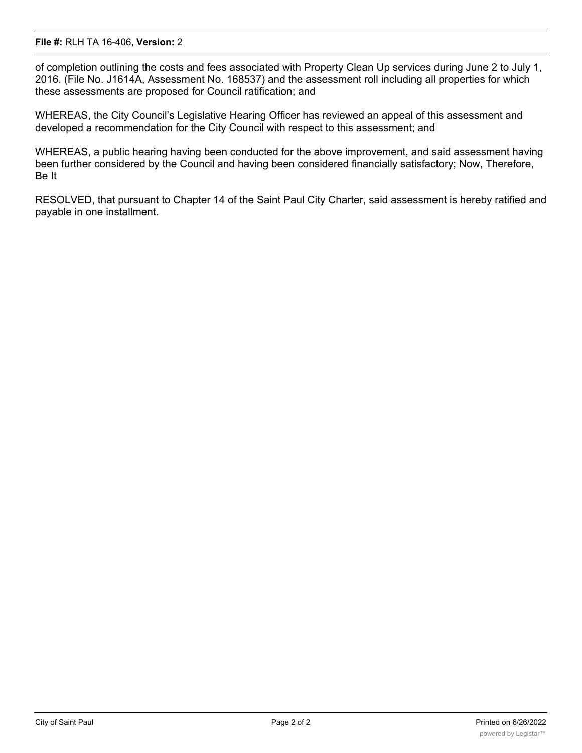of completion outlining the costs and fees associated with Property Clean Up services during June 2 to July 1, 2016. (File No. J1614A, Assessment No. 168537) and the assessment roll including all properties for which these assessments are proposed for Council ratification; and

WHEREAS, the City Council's Legislative Hearing Officer has reviewed an appeal of this assessment and developed a recommendation for the City Council with respect to this assessment; and

WHEREAS, a public hearing having been conducted for the above improvement, and said assessment having been further considered by the Council and having been considered financially satisfactory; Now, Therefore, Be It

RESOLVED, that pursuant to Chapter 14 of the Saint Paul City Charter, said assessment is hereby ratified and payable in one installment.